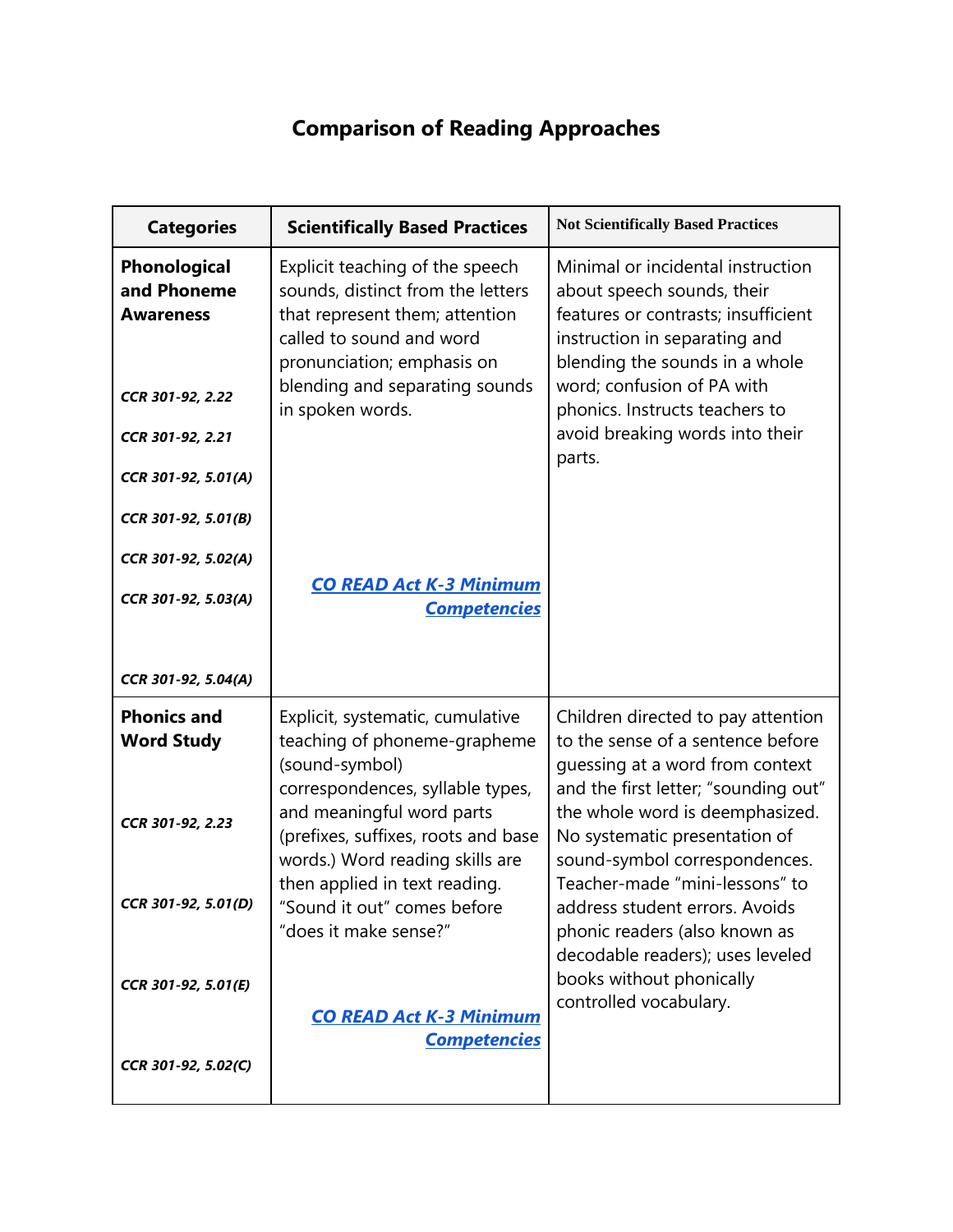# Comparison of Reading Approaches

| Categories | Scientifically Based Practices | Not Scientifically Based Practices |
| --- | --- | --- |
| **Phonological and Phoneme Awareness**<br><br>***CCR 301-92, 2.22***<br>***CCR 301-92, 2.21***<br>***CCR 301-92, 5.01(A)***<br>***CCR 301-92, 5.01(B)***<br>***CCR 301-92, 5.02(A)***<br>***CCR 301-92, 5.03(A)***<br>***CCR 301-92, 5.04(A)*** | Explicit teaching of the speech sounds, distinct from the letters that represent them; attention called to sound and word pronunciation; emphasis on blending and separating sounds in spoken words.<br><br>***CO READ Act K-3 Minimum Competencies*** | Minimal or incidental instruction about speech sounds, their features or contrasts; insufficient instruction in separating and blending the sounds in a whole word; confusion of PA with phonics. Instructs teachers to avoid breaking words into their parts. |
| **Phonics and Word Study**<br><br>***CCR 301-92, 2.23***<br>***CCR 301-92, 5.01(D)***<br>***CCR 301-92, 5.01(E)***<br>***CCR 301-92, 5.02(C)*** | Explicit, systematic, cumulative teaching of phoneme-grapheme (sound-symbol) correspondences, syllable types, and meaningful word parts (prefixes, suffixes, roots and base words.) Word reading skills are then applied in text reading. “Sound it out” comes before “does it make sense?”<br><br>***CO READ Act K-3 Minimum Competencies*** | Children directed to pay attention to the sense of a sentence before guessing at a word from context and the first letter; “sounding out” the whole word is deemphasized. No systematic presentation of sound-symbol correspondences. Teacher-made “mini-lessons” to address student errors. Avoids phonic readers (also known as decodable readers); uses leveled books without phonically controlled vocabulary. |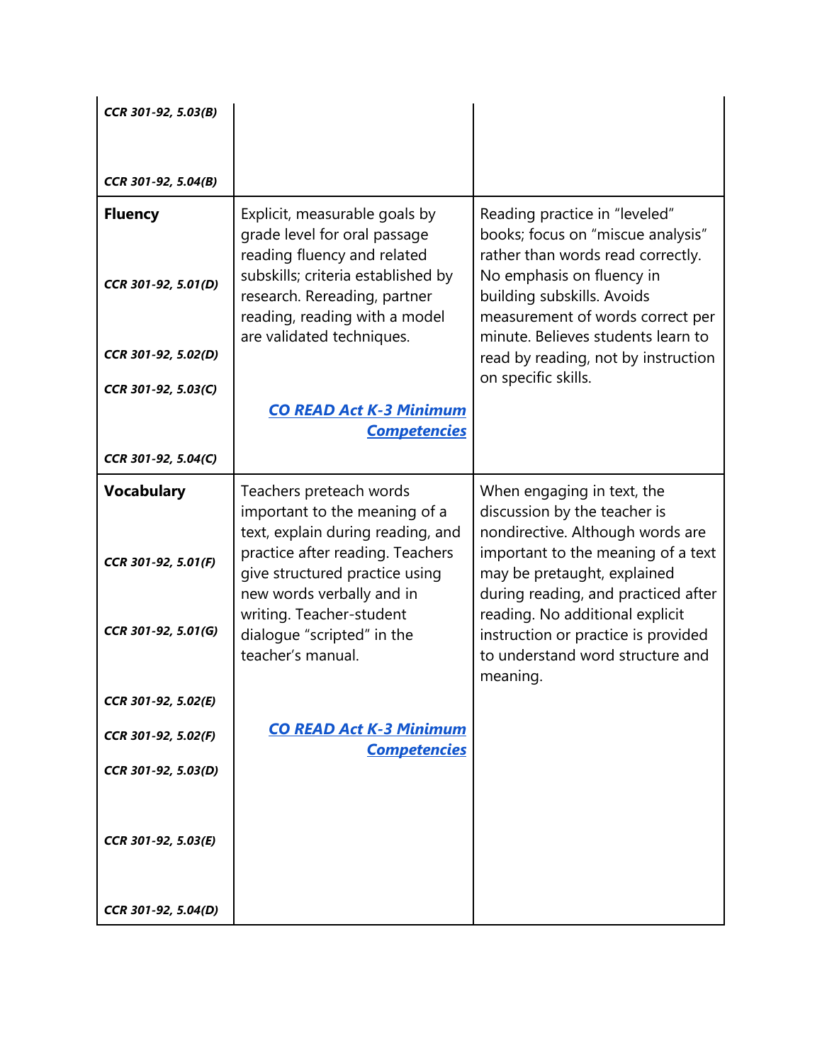| | | |
|---|---|---|
| ***CCR 301-92, 5.03(B)*** ***CCR 301-92, 5.04(B)*** | | |
| **Fluency** ***CCR 301-92, 5.01(D)*** ***CCR 301-92, 5.02(D)*** ***CCR 301-92, 5.03(C)*** ***CCR 301-92, 5.04(C)*** | Explicit, measurable goals by grade level for oral passage reading fluency and related subskills; criteria established by research. Rereading, partner reading, reading with a model are validated techniques. ***CO READ Act K-3 Minimum Competencies*** | Reading practice in "leveled" books; focus on "miscue analysis" rather than words read correctly. No emphasis on fluency in building subskills. Avoids measurement of words correct per minute. Believes students learn to read by reading, not by instruction on specific skills. |
| **Vocabulary** ***CCR 301-92, 5.01(F)*** ***CCR 301-92, 5.01(G)*** ***CCR 301-92, 5.02(E)*** ***CCR 301-92, 5.02(F)*** ***CCR 301-92, 5.03(D)*** ***CCR 301-92, 5.03(E)*** ***CCR 301-92, 5.04(D)*** | Teachers preteach words important to the meaning of a text, explain during reading, and practice after reading. Teachers give structured practice using new words verbally and in writing. Teacher-student dialogue "scripted" in the teacher's manual. ***CO READ Act K-3 Minimum Competencies*** | When engaging in text, the discussion by the teacher is nondirective. Although words are important to the meaning of a text may be pretaught, explained during reading, and practiced after reading. No additional explicit instruction or practice is provided to understand word structure and meaning. |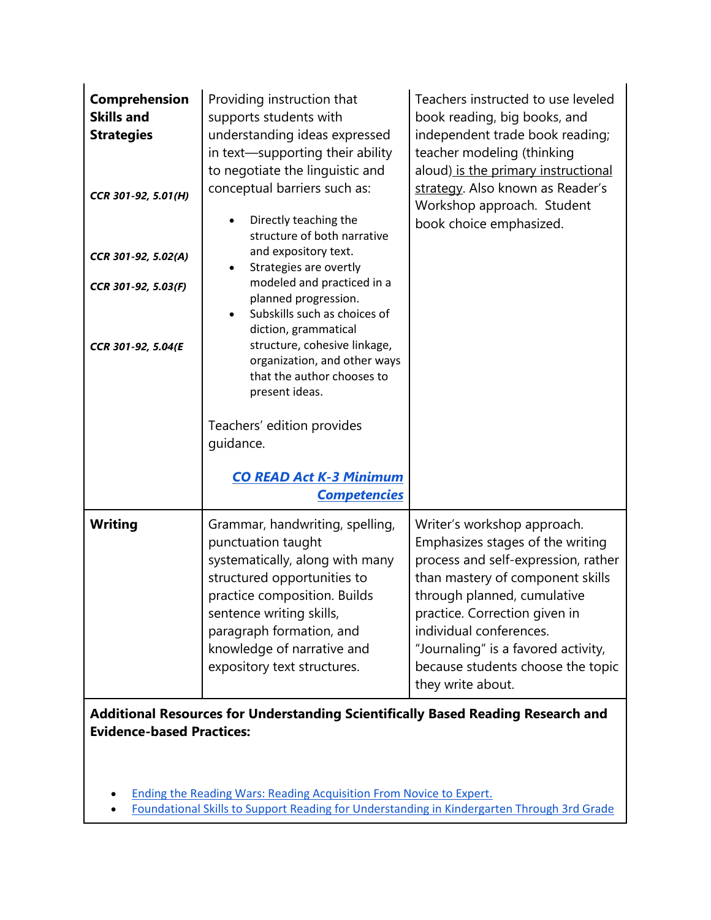| | | |
|---|---|---|
| **Comprehension Skills and Strategies**<br><br>***CCR 301-92, 5.01(H)***<br><br>***CCR 301-92, 5.02(A)***<br><br>***CCR 301-92, 5.03(F)***<br><br>***CCR 301-92, 5.04(E*** | Providing instruction that supports students with understanding ideas expressed in text—supporting their ability to negotiate the linguistic and conceptual barriers such as:<br><br>• Directly teaching the structure of both narrative and expository text.<br>• Strategies are overtly modeled and practiced in a planned progression.<br>• Subskills such as choices of diction, grammatical structure, cohesive linkage, organization, and other ways that the author chooses to present ideas.<br><br>Teachers' edition provides guidance.<br><br>***CO READ Act K-3 Minimum Competencies*** | Teachers instructed to use leveled book reading, big books, and independent trade book reading; teacher modeling (thinking aloud) is the primary instructional strategy. Also known as Reader's Workshop approach. Student book choice emphasized. |
| **Writing** | Grammar, handwriting, spelling, punctuation taught systematically, along with many structured opportunities to practice composition. Builds sentence writing skills, paragraph formation, and knowledge of narrative and expository text structures. | Writer's workshop approach. Emphasizes stages of the writing process and self-expression, rather than mastery of component skills through planned, cumulative practice. Correction given in individual conferences. "Journaling" is a favored activity, because students choose the topic they write about. |

**Additional Resources for Understanding Scientifically Based Reading Research and Evidence-based Practices:**

- Ending the Reading Wars: Reading Acquisition From Novice to Expert.
- Foundational Skills to Support Reading for Understanding in Kindergarten Through 3rd Grade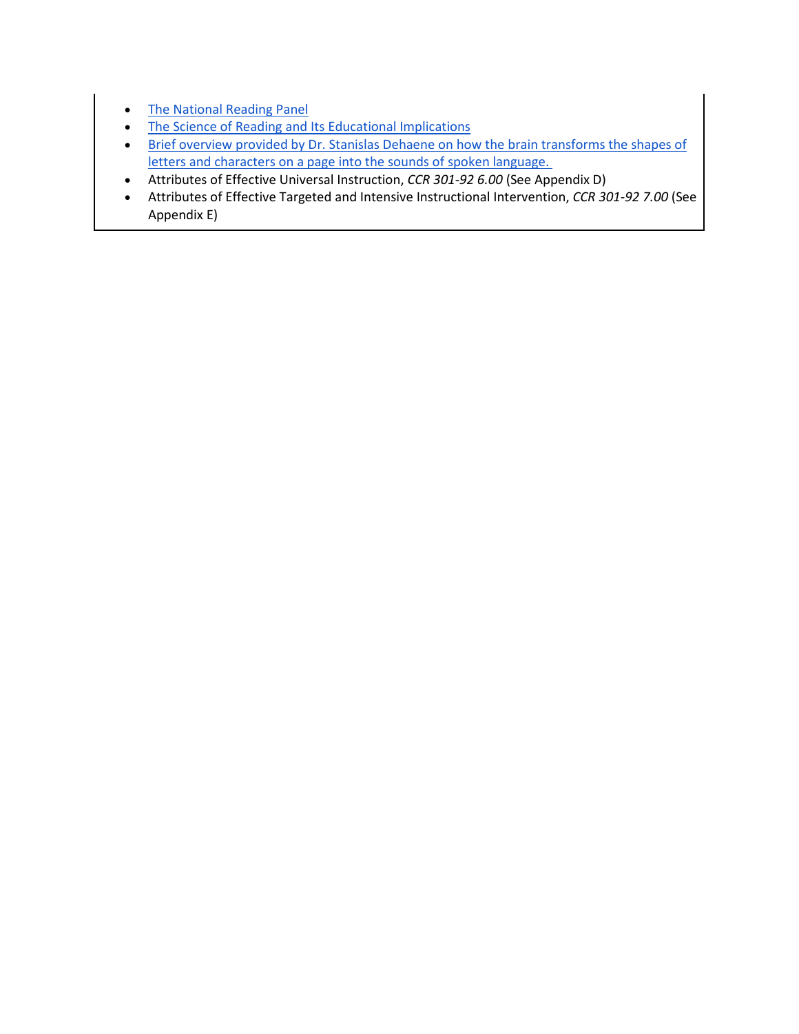- The National Reading Panel
- The Science of Reading and Its Educational Implications
- Brief overview provided by Dr. Stanislas Dehaene on how the brain transforms the shapes of letters and characters on a page into the sounds of spoken language.
- Attributes of Effective Universal Instruction, *CCR 301-92 6.00* (See Appendix D)
- Attributes of Effective Targeted and Intensive Instructional Intervention, *CCR 301-92 7.00* (See Appendix E)